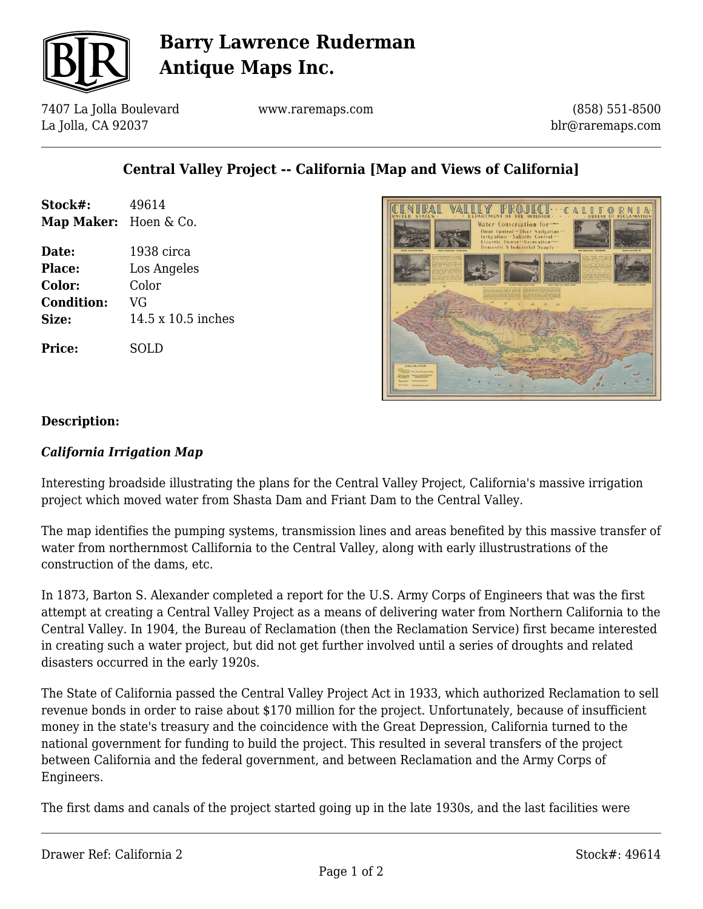# Barry Lawrence Ruderman Antique Maps Inc.

7407 La Jolla Boulevard
La Jolla, CA 92037

www.raremaps.com

(858) 551-8500
blr@raremaps.com

## Central Valley Project -- California [Map and Views of California]

**Stock#:** 49614
**Map Maker:** Hoen & Co.

**Date:** 1938 circa
**Place:** Los Angeles
**Color:** Color
**Condition:** VG
**Size:** 14.5 x 10.5 inches

**Price:** SOLD

**Description:**

***California Irrigation Map***

Interesting broadside illustrating the plans for the Central Valley Project, California's massive irrigation project which moved water from Shasta Dam and Friant Dam to the Central Valley.

The map identifies the pumping systems, transmission lines and areas benefited by this massive transfer of water from northernmost Callifornia to the Central Valley, along with early illustrustrations of the construction of the dams, etc.

In 1873, Barton S. Alexander completed a report for the U.S. Army Corps of Engineers that was the first attempt at creating a Central Valley Project as a means of delivering water from Northern California to the Central Valley. In 1904, the Bureau of Reclamation (then the Reclamation Service) first became interested in creating such a water project, but did not get further involved until a series of droughts and related disasters occurred in the early 1920s.

The State of California passed the Central Valley Project Act in 1933, which authorized Reclamation to sell revenue bonds in order to raise about $170 million for the project. Unfortunately, because of insufficient money in the state's treasury and the coincidence with the Great Depression, California turned to the national government for funding to build the project. This resulted in several transfers of the project between California and the federal government, and between Reclamation and the Army Corps of Engineers.

The first dams and canals of the project started going up in the late 1930s, and the last facilities were

Drawer Ref: California 2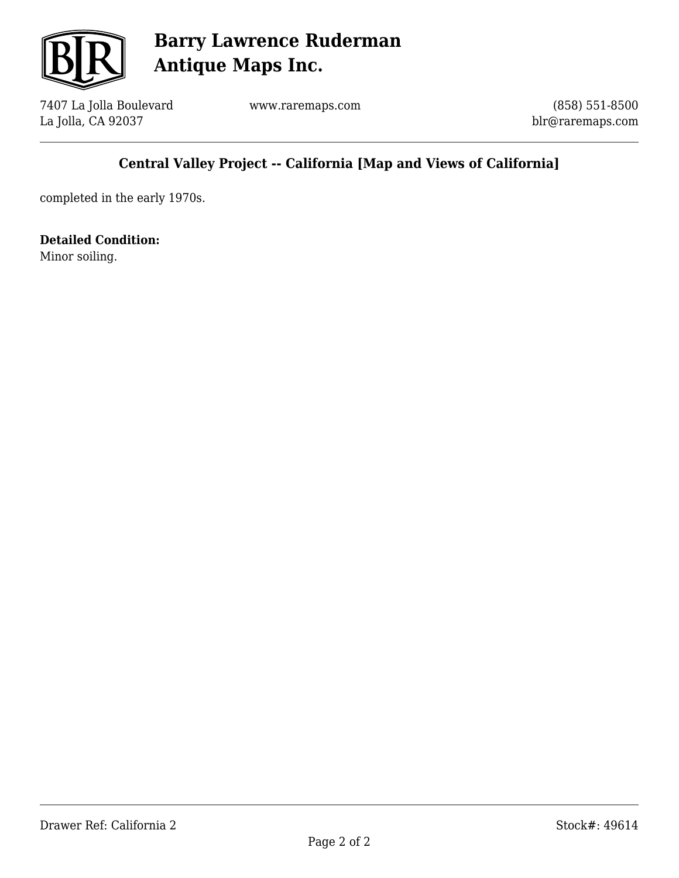completed in the early 1970s.

**Detailed Condition:**
Minor soiling.